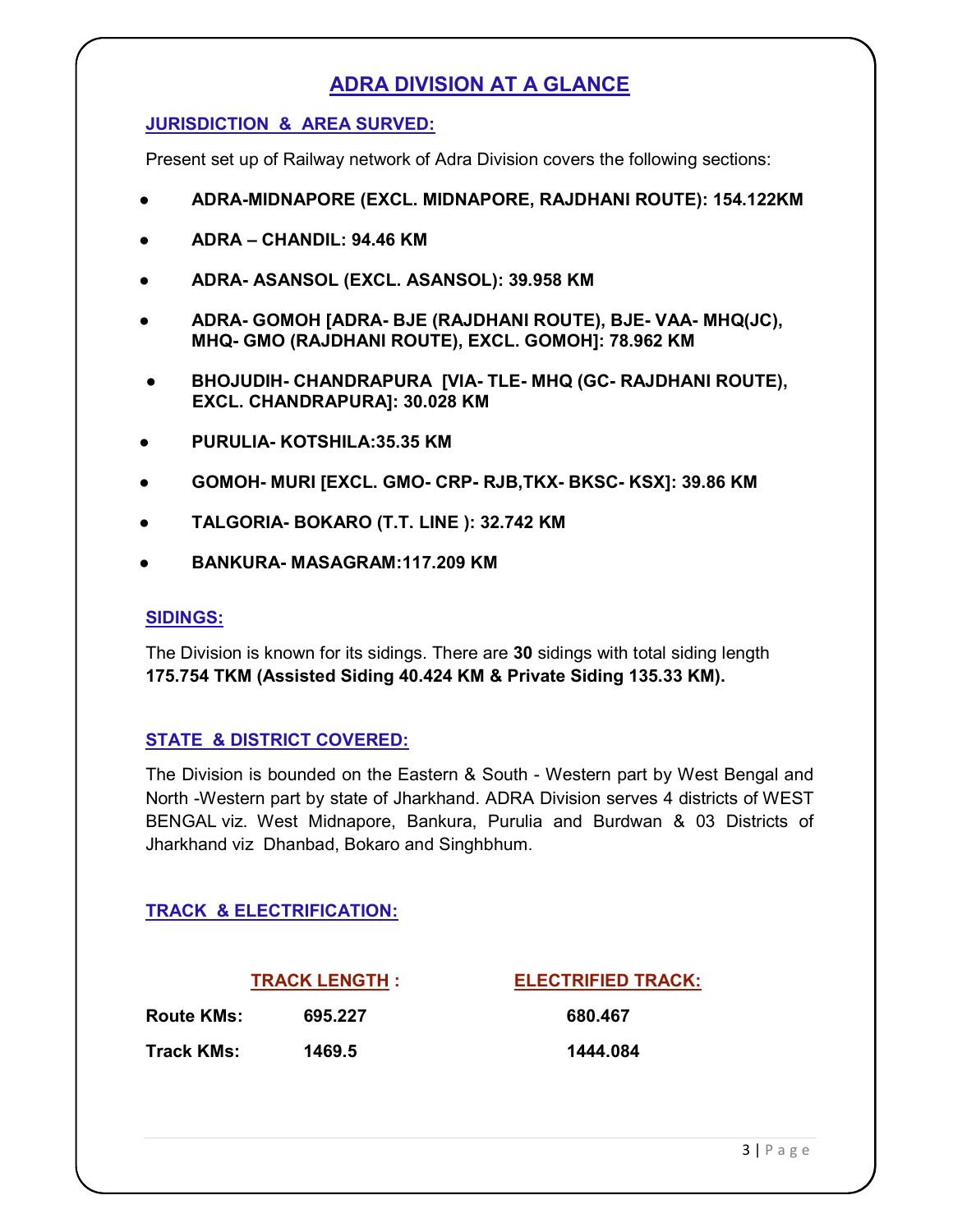# ADRA DIVISION AT A GLANCE

## JURISDICTION & AREA SURVED:

Present set up of Railway network of Adra Division covers the following sections:

- **ADRA-MIDNAPORE (EXCL. MIDNAPORE, RAJDHANI ROUTE): 154.122KM**
- **ADRA – CHANDIL: 94.46 KM**
- **ADRA- ASANSOL (EXCL. ASANSOL): 39.958 KM**
- **ADRA- GOMOH [ADRA- BJE (RAJDHANI ROUTE), BJE- VAA- MHQ(JC), MHQ- GMO (RAJDHANI ROUTE), EXCL. GOMOH]: 78.962 KM**
- **BHOJUDIH- CHANDRAPURA [VIA- TLE- MHQ (GC- RAJDHANI ROUTE), EXCL. CHANDRAPURA]: 30.028 KM**
- **PURULIA- KOTSHILA:35.35 KM**
- **GOMOH- MURI [EXCL. GMO- CRP- RJB,TKX- BKSC- KSX]: 39.86 KM**
- **TALGORIA- BOKARO (T.T. LINE ): 32.742 KM**
- **BANKURA- MASAGRAM:117.209 KM**

## SIDINGS:

The Division is known for its sidings. There are **30** sidings with total siding length **175.754 TKM (Assisted Siding 40.424 KM & Private Siding 135.33 KM).**

## STATE & DISTRICT COVERED:

The Division is bounded on the Eastern & South - Western part by West Bengal and North -Western part by state of Jharkhand. ADRA Division serves 4 districts of WEST BENGAL viz. West Midnapore, Bankura, Purulia and Burdwan & 03 Districts of Jharkhand viz Dhanbad, Bokaro and Singhbhum.

## TRACK & ELECTRIFICATION:

| | TRACK LENGTH : | ELECTRIFIED TRACK: |
|---|---|---|
| **Route KMs:** | **695.227** | **680.467** |
| **Track KMs:** | **1469.5** | **1444.084** |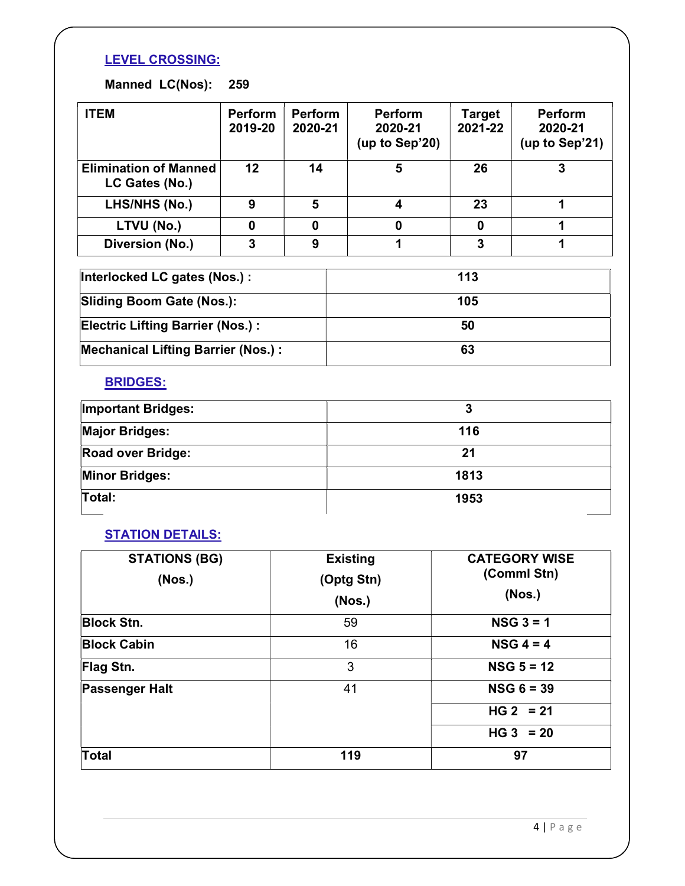## LEVEL CROSSING:

**Manned LC(Nos): 259**

| ITEM | Perform 2019-20 | Perform 2020-21 | Perform 2020-21 (up to Sep'20) | Target 2021-22 | Perform 2020-21 (up to Sep'21) |
|---|---|---|---|---|---|
| **Elimination of Manned LC Gates (No.)** | **12** | **14** | **5** | **26** | **3** |
| **LHS/NHS (No.)** | **9** | **5** | **4** | **23** | **1** |
| **LTVU (No.)** | **0** | **0** | **0** | **0** | **1** |
| **Diversion (No.)** | **3** | **9** | **1** | **3** | **1** |

| | |
|---|---|
| **Interlocked LC gates (Nos.) :** | **113** |
| **Sliding Boom Gate (Nos.):** | **105** |
| **Electric Lifting Barrier (Nos.) :** | **50** |
| **Mechanical Lifting Barrier (Nos.) :** | **63** |

## BRIDGES:

| | |
|---|---|
| **Important Bridges:** | **3** |
| **Major Bridges:** | **116** |
| **Road over Bridge:** | **21** |
| **Minor Bridges:** | **1813** |
| **Total:** | **1953** |

## STATION DETAILS:

| STATIONS (BG) (Nos.) | Existing (Optg Stn) (Nos.) | CATEGORY WISE (Comml Stn) (Nos.) |
|---|---|---|
| **Block Stn.** | 59 | **NSG 3 = 1** |
| **Block Cabin** | 16 | **NSG 4 = 4** |
| **Flag Stn.** | 3 | **NSG 5 = 12** |
| **Passenger Halt** | 41 | **NSG 6 = 39** |
| | | **HG 2 = 21** |
| | | **HG 3 = 20** |
| **Total** | **119** | **97** |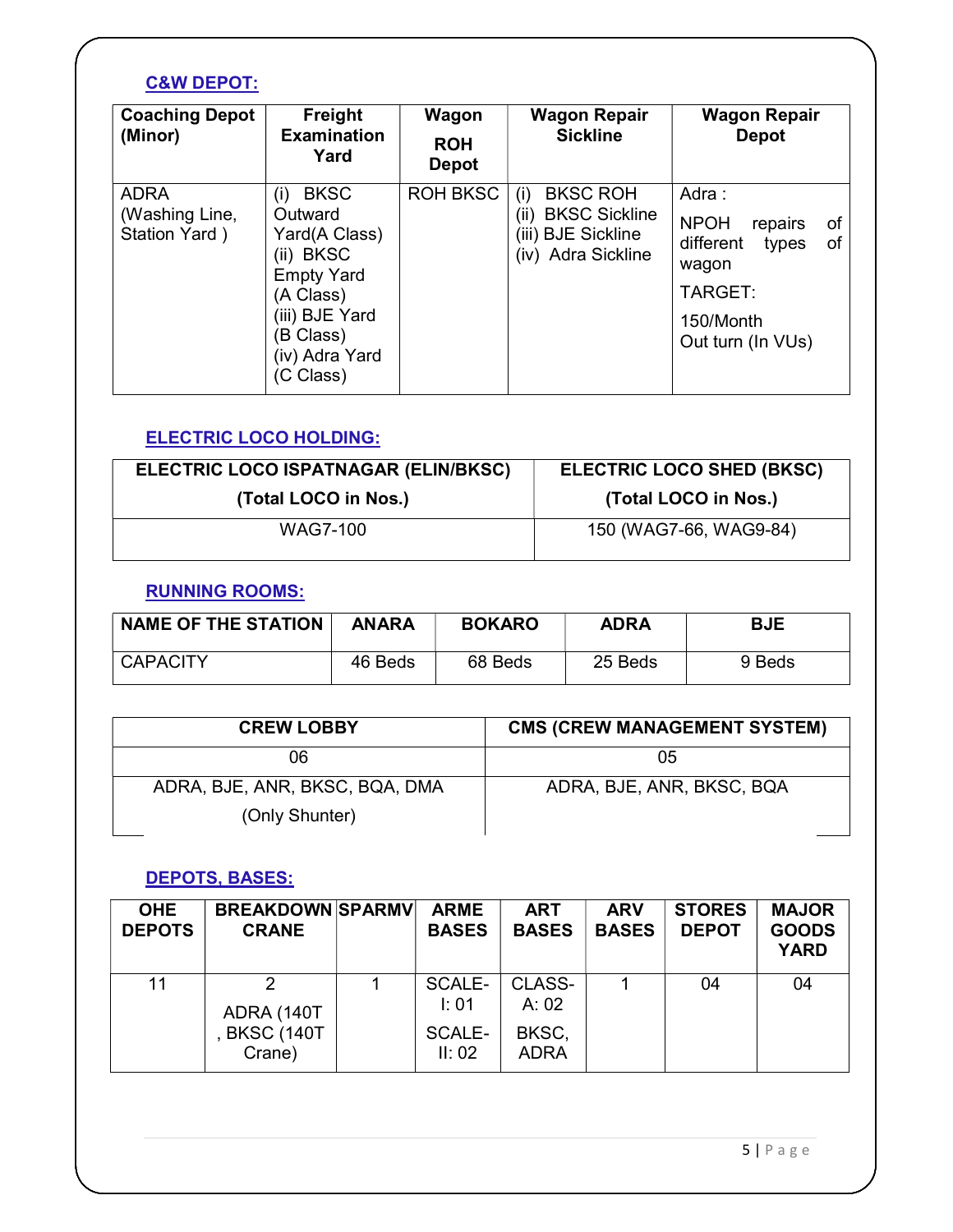## C&W DEPOT:

| Coaching Depot (Minor) | Freight Examination Yard | Wagon ROH Depot | Wagon Repair Sickline | Wagon Repair Depot |
|---|---|---|---|---|
| ADRA (Washing Line, Station Yard ) | (i) BKSC Outward Yard(A Class) (ii) BKSC Empty Yard (A Class) (iii) BJE Yard (B Class) (iv) Adra Yard (C Class) | ROH BKSC | (i) BKSC ROH (ii) BKSC Sickline (iii) BJE Sickline (iv) Adra Sickline | Adra : NPOH repairs of different types of wagon TARGET: 150/Month Out turn (In VUs) |

## ELECTRIC LOCO HOLDING:

| ELECTRIC LOCO ISPATNAGAR (ELIN/BKSC) (Total LOCO in Nos.) | ELECTRIC LOCO SHED (BKSC) (Total LOCO in Nos.) |
|---|---|
| WAG7-100 | 150 (WAG7-66, WAG9-84) |

## RUNNING ROOMS:

| NAME OF THE STATION | ANARA | BOKARO | ADRA | BJE |
|---|---|---|---|---|
| CAPACITY | 46 Beds | 68 Beds | 25 Beds | 9 Beds |

| CREW LOBBY | CMS (CREW MANAGEMENT SYSTEM) |
|---|---|
| 06 | 05 |
| ADRA, BJE, ANR, BKSC, BQA, DMA (Only Shunter) | ADRA, BJE, ANR, BKSC, BQA |

## DEPOTS, BASES:

| OHE DEPOTS | BREAKDOWN CRANE | SPARMV | ARME BASES | ART BASES | ARV BASES | STORES DEPOT | MAJOR GOODS YARD |
|---|---|---|---|---|---|---|---|
| 11 | 2 ADRA (140T , BKSC (140T Crane) | 1 | SCALE-I: 01 SCALE-II: 02 | CLASS-A: 02 BKSC, ADRA | 1 | 04 | 04 |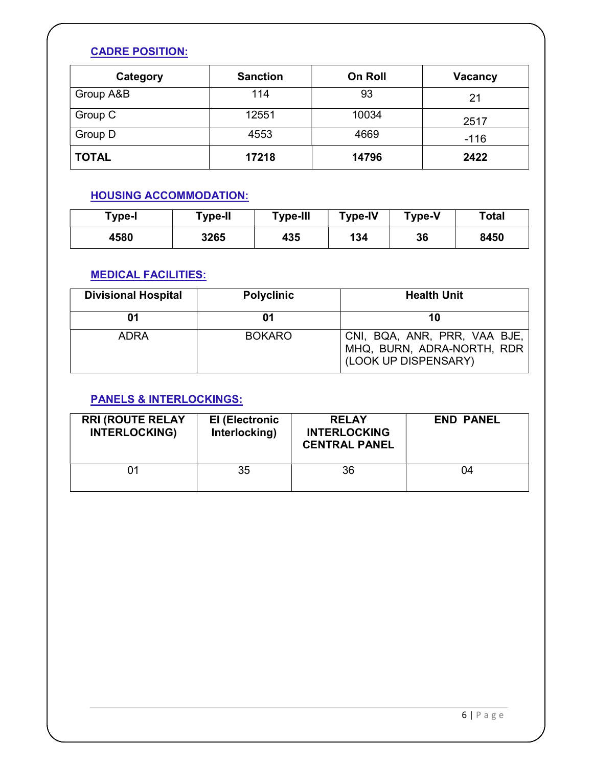## CADRE POSITION:

| Category | Sanction | On Roll | Vacancy |
|---|---|---|---|
| Group A&B | 114 | 93 | 21 |
| Group C | 12551 | 10034 | 2517 |
| Group D | 4553 | 4669 | -116 |
| **TOTAL** | **17218** | **14796** | **2422** |

## HOUSING ACCOMMODATION:

| Type-I | Type-II | Type-III | Type-IV | Type-V | Total |
|---|---|---|---|---|---|
| **4580** | **3265** | **435** | **134** | **36** | **8450** |

## MEDICAL FACILITIES:

| Divisional Hospital | Polyclinic | Health Unit |
|---|---|---|
| **01** | **01** | **10** |
| ADRA | BOKARO | CNI, BQA, ANR, PRR, VAA BJE, MHQ, BURN, ADRA-NORTH, RDR (LOOK UP DISPENSARY) |

## PANELS & INTERLOCKINGS:

| RRI (ROUTE RELAY INTERLOCKING) | EI (Electronic Interlocking) | RELAY INTERLOCKING CENTRAL PANEL | END PANEL |
|---|---|---|---|
| 01 | 35 | 36 | 04 |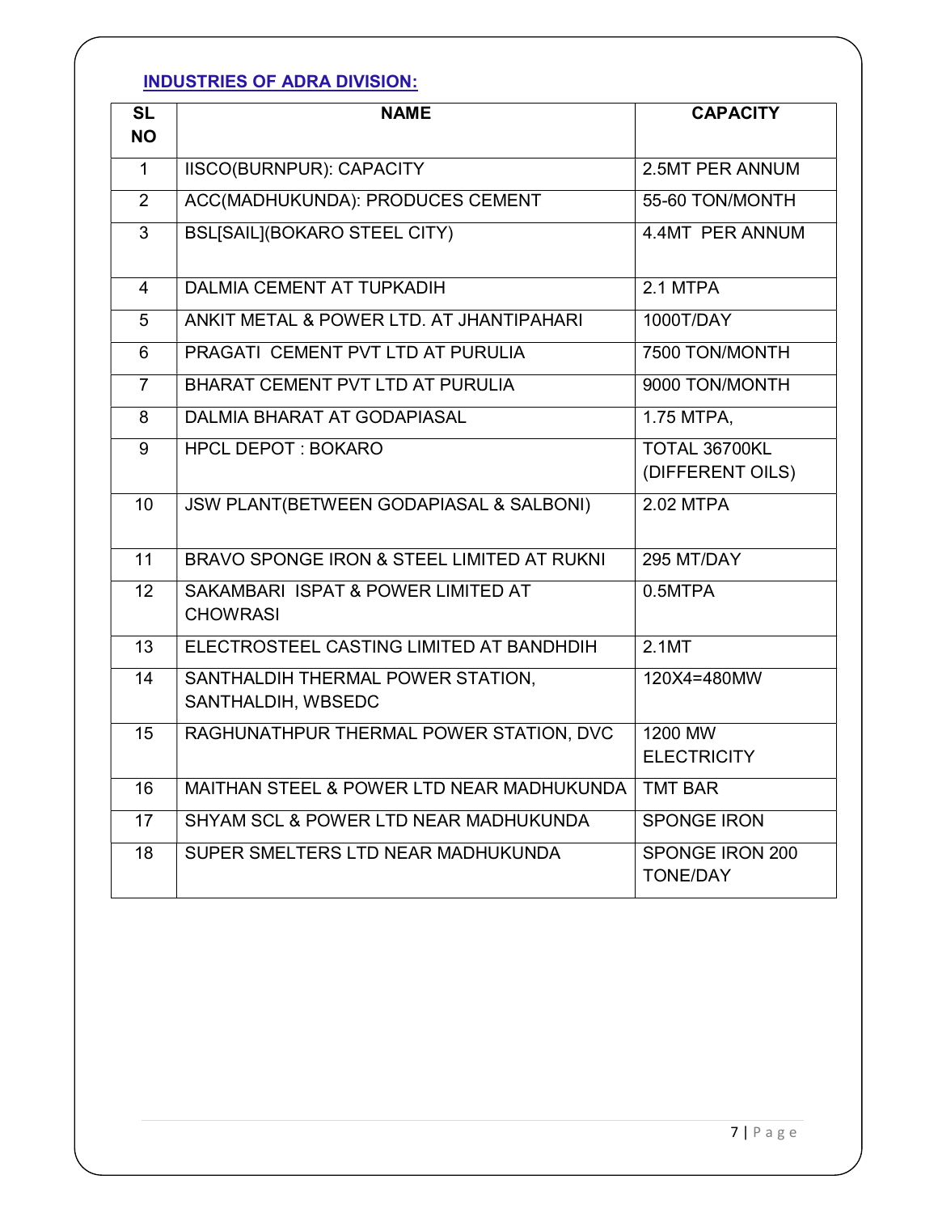## INDUSTRIES OF ADRA DIVISION:

| SL NO | NAME | CAPACITY |
|---|---|---|
| 1 | IISCO(BURNPUR): CAPACITY | 2.5MT PER ANNUM |
| 2 | ACC(MADHUKUNDA): PRODUCES CEMENT | 55-60 TON/MONTH |
| 3 | BSL[SAIL](BOKARO STEEL CITY) | 4.4MT PER ANNUM |
| 4 | DALMIA CEMENT AT TUPKADIH | 2.1 MTPA |
| 5 | ANKIT METAL & POWER LTD. AT JHANTIPAHARI | 1000T/DAY |
| 6 | PRAGATI CEMENT PVT LTD AT PURULIA | 7500 TON/MONTH |
| 7 | BHARAT CEMENT PVT LTD AT PURULIA | 9000 TON/MONTH |
| 8 | DALMIA BHARAT AT GODAPIASAL | 1.75 MTPA, |
| 9 | HPCL DEPOT : BOKARO | TOTAL 36700KL (DIFFERENT OILS) |
| 10 | JSW PLANT(BETWEEN GODAPIASAL & SALBONI) | 2.02 MTPA |
| 11 | BRAVO SPONGE IRON & STEEL LIMITED AT RUKNI | 295 MT/DAY |
| 12 | SAKAMBARI ISPAT & POWER LIMITED AT CHOWRASI | 0.5MTPA |
| 13 | ELECTROSTEEL CASTING LIMITED AT BANDHDIH | 2.1MT |
| 14 | SANTHALDIH THERMAL POWER STATION, SANTHALDIH, WBSEDC | 120X4=480MW |
| 15 | RAGHUNATHPUR THERMAL POWER STATION, DVC | 1200 MW ELECTRICITY |
| 16 | MAITHAN STEEL & POWER LTD NEAR MADHUKUNDA | TMT BAR |
| 17 | SHYAM SCL & POWER LTD NEAR MADHUKUNDA | SPONGE IRON |
| 18 | SUPER SMELTERS LTD NEAR MADHUKUNDA | SPONGE IRON 200 TONE/DAY |